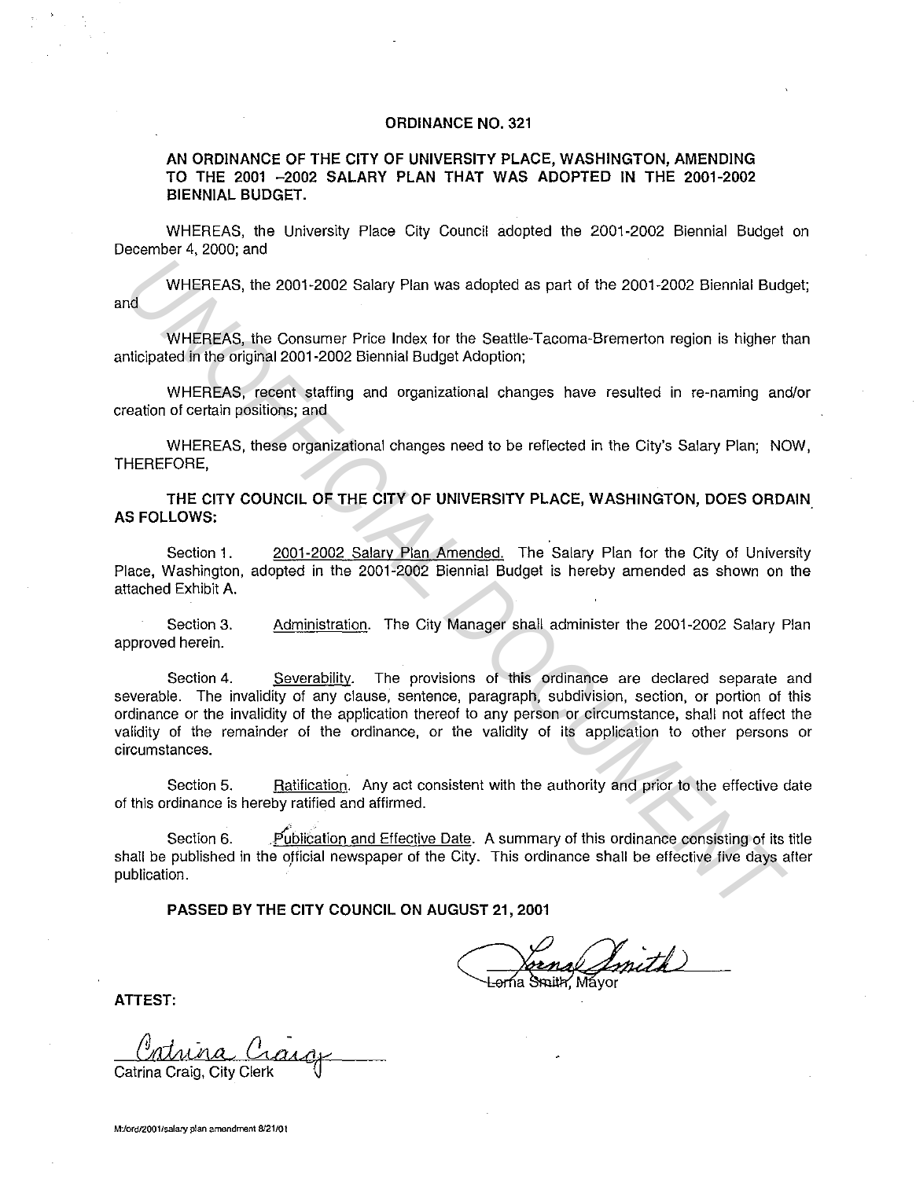# ORDINANCE NO. 321

## AN ORDINANCE OF THE CITY OF UNIVERSITY PLACE, WASHINGTON, AMENDING TO THE 2001 –2002 SALARY PLAN THAT WAS ADOPTED IN THE 2001-2002 BIENNIAL BUDGET.

WHEREAS, the University Place City Council adopted the 2001-2002 Biennial Budget on December 4, 2000; and

WHEREAS, the 2001-2002 Salary Plan was adopted as part of the 2001-2002 Biennial Budget; and

WHEREAS, the Consumer Price Index for the Seattle-Tacoma-Bremerton region is higher than anticipated in the original 2001-2002 Biennial Budget Adoption;

WHEREAS, recent staffing and organizational changes have resulted in re-naming and/or creation of certain positions; and

WHEREAS, these organizational changes need to be reflected in the City's Salary Plan; NOW, THEREFORE,

**THE CITY COUNCIL OF THE CITY OF UNIVERSITY PLACE, WASHINGTON, DOES ORDAIN AS FOLLOWS:**

Section 1. 2001-2002 Salary Plan Amended. The Salary Plan for the City of University Place, Washington, adopted in the 2001-2002 Biennial Budget is hereby amended as shown on the attached Exhibit A.

Section 3. Administration. The City Manager shall administer the 2001-2002 Salary Plan approved herein.

Section 4. Severability. The provisions of this ordinance are declared separate and severable. The invalidity of any clause, sentence, paragraph, subdivision, section, or portion of this ordinance or the invalidity of the application thereof to any person or circumstance, shall not affect the validity of the remainder of the ordinance, or the validity of its application to other persons or circumstances.

Section 5. Ratification. Any act consistent with the authority and prior to the effective date of this ordinance is hereby ratified and affirmed.

Section 6. Publication and Effective Date. A summary of this ordinance consisting of its title shall be published in the official newspaper of the City. This ordinance shall be effective five days after publication.

**PASSED BY THE CITY COUNCIL ON AUGUST 21, 2001**

Lorna Smith, Mayor

**ATTEST:**

Catrina Craig, City Clerk

M:/ord/2001/salary plan amendment 8/21/01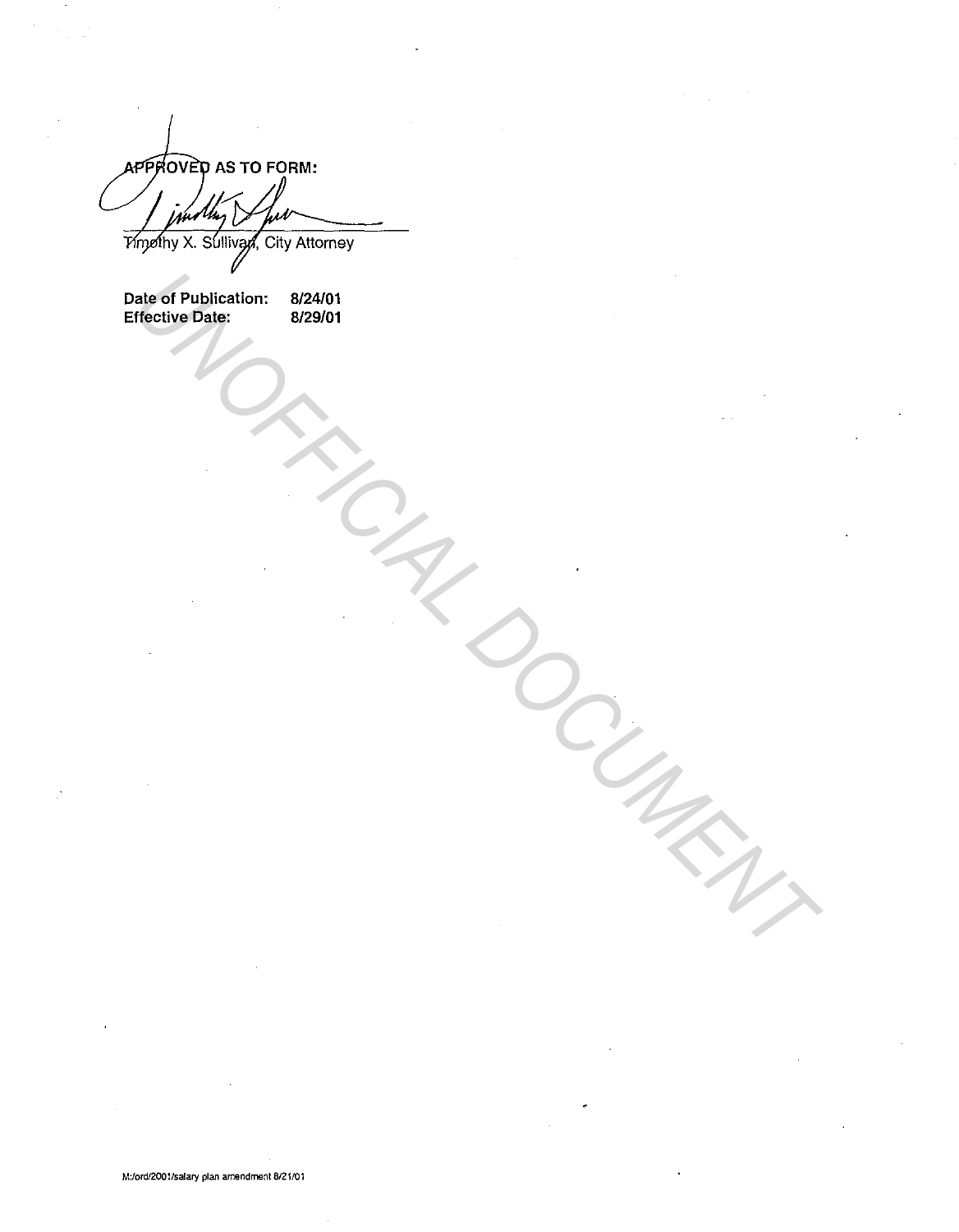**APPROVED AS TO FORM:**

Timothy X. Sullivan, City Attorney

| | |
|---|---|
| **Date of Publication:** | **8/24/01** |
| **Effective Date:** | **8/29/01** |

UNOFFICIAL DOCUMENT

M:/ord/2001/salary plan amendment 8/21/01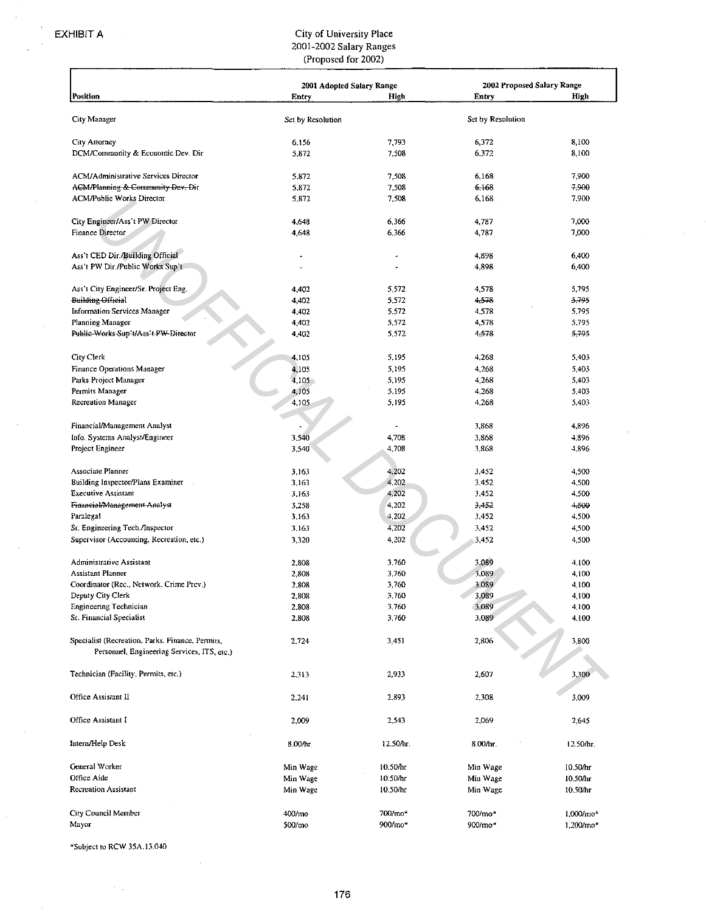EXHIBIT A

City of University Place
2001-2002 Salary Ranges
(Proposed for 2002)

| Position | 2001 Adopted Salary Range | | 2002 Proposed Salary Range | |
|---|---|---|---|---|
| | Entry | High | Entry | High |
| City Manager | Set by Resolution | | Set by Resolution | |
| City Attorney | 6,156 | 7,793 | 6,372 | 8,100 |
| DCM/Community & Economic Dev. Dir | 5,872 | 7,508 | 6,372 | 8,100 |
| ACM/Administrative Services Director | 5,872 | 7,508 | 6,168 | 7,900 |
| ~~ACM/Planning & Community Dev. Dir~~ | 5,872 | 7,508 | ~~6,168~~ | ~~7,900~~ |
| ACM/Public Works Director | 5,872 | 7,508 | 6,168 | 7,900 |
| City Engineer/Ass't PW Director | 4,648 | 6,366 | 4,787 | 7,000 |
| Finance Director | 4,648 | 6,366 | 4,787 | 7,000 |
| Ass't CED Dir./Building Official | - | - | 4,898 | 6,400 |
| Ass't PW Dir./Public Works Sup't | - | - | 4,898 | 6,400 |
| Ass't City Engineer/Sr. Project Eng. | 4,402 | 5,572 | 4,578 | 5,795 |
| ~~Building Official~~ | 4,402 | 5,572 | ~~4,578~~ | ~~5,795~~ |
| Information Services Manager | 4,402 | 5,572 | 4,578 | 5,795 |
| Planning Manager | 4,402 | 5,572 | 4,578 | 5,795 |
| ~~Public Works Sup't/Ass't PW Director~~ | 4,402 | 5,572 | ~~4,578~~ | ~~5,795~~ |
| City Clerk | 4,105 | 5,195 | 4,268 | 5,403 |
| Finance Operations Manager | 4,105 | 5,195 | 4,268 | 5,403 |
| Parks Project Manager | 4,105 | 5,195 | 4,268 | 5,403 |
| Permits Manager | 4,105 | 5,195 | 4,268 | 5,403 |
| Recreation Manager | 4,105 | 5,195 | 4,268 | 5,403 |
| Financial/Management Analyst | - | - | 3,868 | 4,896 |
| Info. Systems Analyst/Engineer | 3,540 | 4,708 | 3,868 | 4,896 |
| Project Engineer | 3,540 | 4,708 | 3,868 | 4,896 |
| Associate Planner | 3,163 | 4,202 | 3,452 | 4,500 |
| Building Inspector/Plans Examiner | 3,163 | 4,202 | 3,452 | 4,500 |
| Executive Assistant | 3,163 | 4,202 | 3,452 | 4,500 |
| ~~Financial/Management Analyst~~ | 3,258 | 4,202 | ~~3,452~~ | ~~4,500~~ |
| Paralegal | 3,163 | 4,202 | 3,452 | 4,500 |
| Sr. Engineering Tech./Inspector | 3,163 | 4,202 | 3,452 | 4,500 |
| Supervisor (Accounting, Recreation, etc.) | 3,320 | 4,202 | 3,452 | 4,500 |
| Administrative Assistant | 2,808 | 3,760 | 3,089 | 4,100 |
| Assistant Planner | 2,808 | 3,760 | 3,089 | 4,100 |
| Coordinator (Rec., Network, Crime Prev.) | 2,808 | 3,760 | 3,089 | 4,100 |
| Deputy City Clerk | 2,808 | 3,760 | 3,089 | 4,100 |
| Engineering Technician | 2,808 | 3,760 | 3,089 | 4,100 |
| Sr. Financial Specialist | 2,808 | 3,760 | 3,089 | 4,100 |
| Specialist (Recreation, Parks, Finance, Permits, Personnel, Engineering Services, ITS, etc.) | 2,724 | 3,451 | 2,806 | 3,800 |
| Technician (Facility, Permits, etc.) | 2,313 | 2,933 | 2,607 | 3,300 |
| Office Assistant II | 2,241 | 2,893 | 2,308 | 3,009 |
| Office Assistant I | 2,009 | 2,543 | 2,069 | 2,645 |
| Intern/Help Desk | 8.00/hr. | 12.50/hr. | 8.00/hr. | 12.50/hr. |
| General Worker | Min Wage | 10.50/hr | Min Wage | 10.50/hr |
| Office Aide | Min Wage | 10.50/hr | Min Wage | 10.50/hr |
| Recreation Assistant | Min Wage | 10.50/hr | Min Wage | 10.50/hr |
| City Council Member | 400/mo | 700/mo* | 700/mo* | 1,000/mo* |
| Mayor | 500/mo | 900/mo* | 900/mo* | 1,200/mo* |

*Subject to RCW 35A.13.040